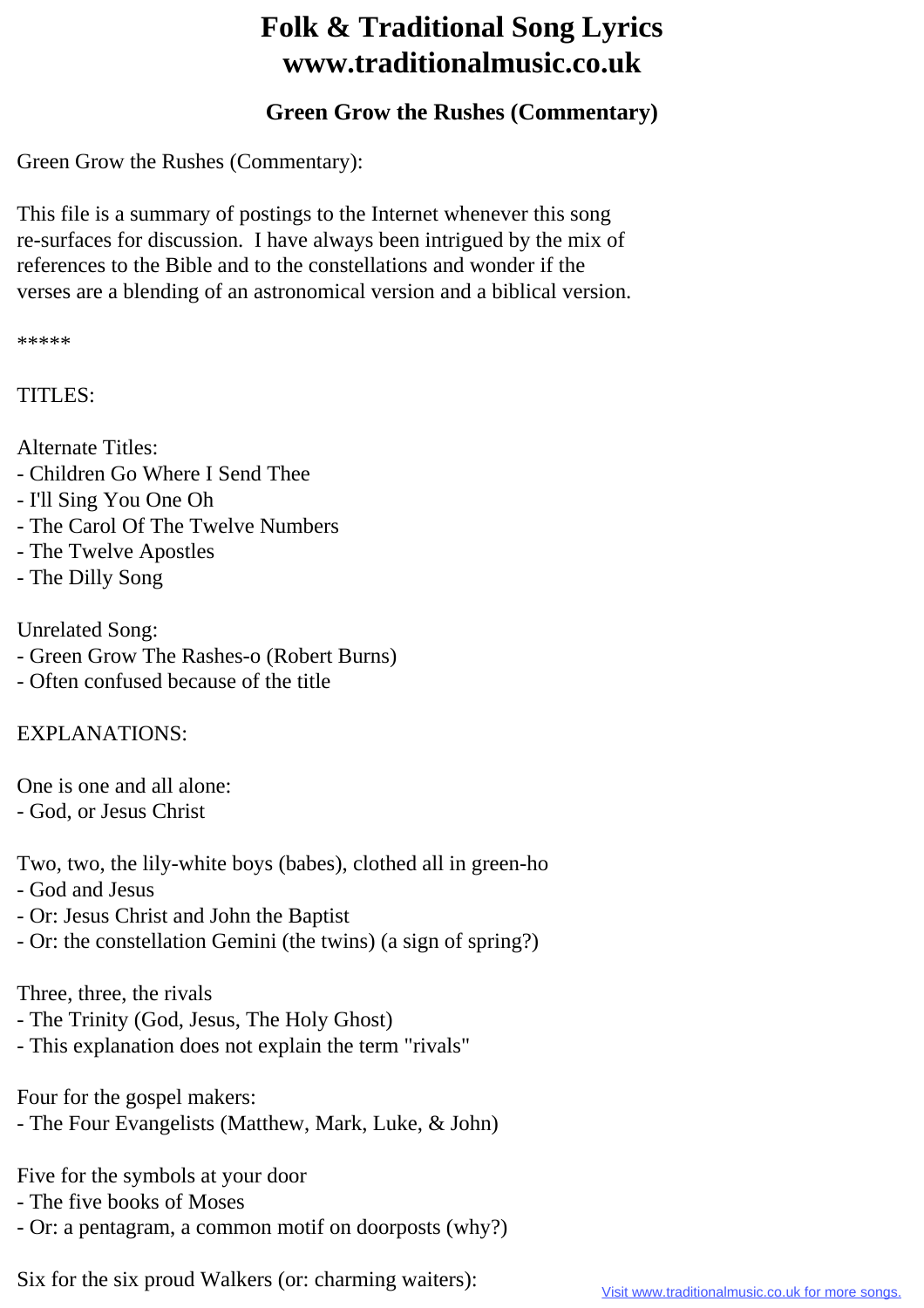# Folk & Traditional Song Lyrics
# www.traditionalmusic.co.uk

## Green Grow the Rushes (Commentary)

Green Grow the Rushes (Commentary):

This file is a summary of postings to the Internet whenever this song re-surfaces for discussion. I have always been intrigued by the mix of references to the Bible and to the constellations and wonder if the verses are a blending of an astronomical version and a biblical version.

*****

TITLES:

Alternate Titles:
- Children Go Where I Send Thee
- I'll Sing You One Oh
- The Carol Of The Twelve Numbers
- The Twelve Apostles
- The Dilly Song

Unrelated Song:
- Green Grow The Rashes-o (Robert Burns)
- Often confused because of the title

EXPLANATIONS:

One is one and all alone:
- God, or Jesus Christ

Two, two, the lily-white boys (babes), clothed all in green-ho
- God and Jesus
- Or: Jesus Christ and John the Baptist
- Or: the constellation Gemini (the twins) (a sign of spring?)

Three, three, the rivals
- The Trinity (God, Jesus, The Holy Ghost)
- This explanation does not explain the term "rivals"

Four for the gospel makers:
- The Four Evangelists (Matthew, Mark, Luke, & John)

Five for the symbols at your door
- The five books of Moses
- Or: a pentagram, a common motif on doorposts (why?)

Six for the six proud Walkers (or: charming waiters):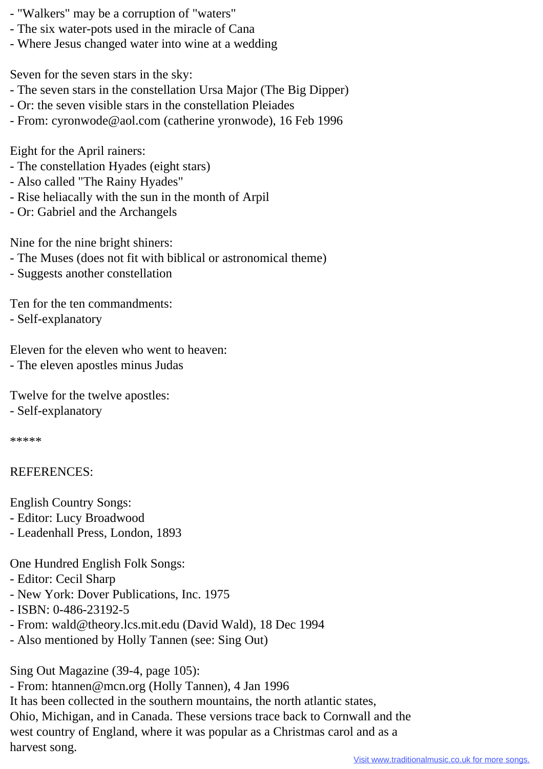- "Walkers" may be a corruption of "waters"
- The six water-pots used in the miracle of Cana
- Where Jesus changed water into wine at a wedding

Seven for the seven stars in the sky:
- The seven stars in the constellation Ursa Major (The Big Dipper)
- Or: the seven visible stars in the constellation Pleiades
- From: cyronwode@aol.com (catherine yronwode), 16 Feb 1996

Eight for the April rainers:
- The constellation Hyades (eight stars)
- Also called "The Rainy Hyades"
- Rise heliacally with the sun in the month of Arpil
- Or: Gabriel and the Archangels

Nine for the nine bright shiners:
- The Muses (does not fit with biblical or astronomical theme)
- Suggests another constellation

Ten for the ten commandments:
- Self-explanatory

Eleven for the eleven who went to heaven:
- The eleven apostles minus Judas

Twelve for the twelve apostles:
- Self-explanatory

*****

REFERENCES:

English Country Songs:
- Editor: Lucy Broadwood
- Leadenhall Press, London, 1893

One Hundred English Folk Songs:
- Editor: Cecil Sharp
- New York: Dover Publications, Inc. 1975
- ISBN: 0-486-23192-5
- From: wald@theory.lcs.mit.edu (David Wald), 18 Dec 1994
- Also mentioned by Holly Tannen (see: Sing Out)

Sing Out Magazine (39-4, page 105):
- From: htannen@mcn.org (Holly Tannen), 4 Jan 1996

It has been collected in the southern mountains, the north atlantic states, Ohio, Michigan, and in Canada. These versions trace back to Cornwall and the west country of England, where it was popular as a Christmas carol and as a harvest song.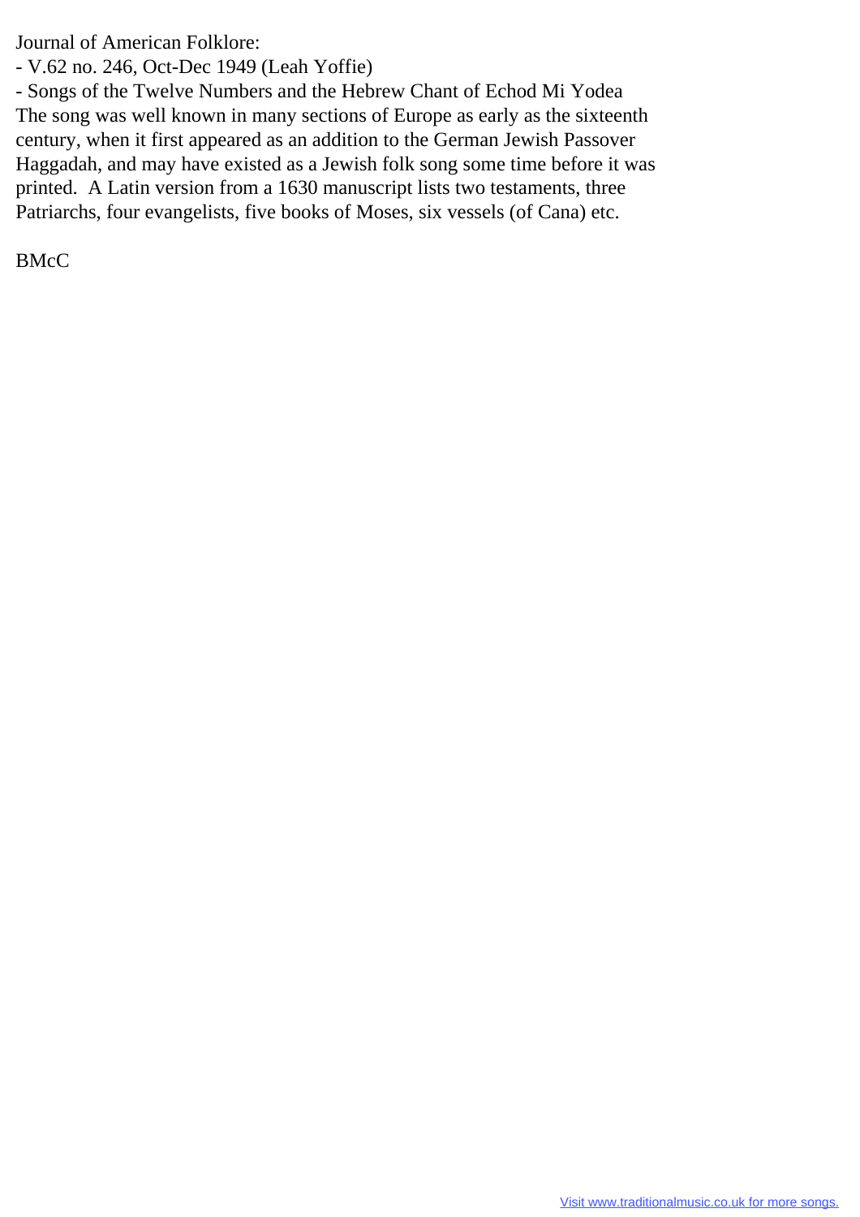Journal of American Folklore:

- V.62 no. 246, Oct-Dec 1949 (Leah Yoffie)
- Songs of the Twelve Numbers and the Hebrew Chant of Echod Mi Yodea

The song was well known in many sections of Europe as early as the sixteenth century, when it first appeared as an addition to the German Jewish Passover Haggadah, and may have existed as a Jewish folk song some time before it was printed.  A Latin version from a 1630 manuscript lists two testaments, three Patriarchs, four evangelists, five books of Moses, six vessels (of Cana) etc.

BMcC